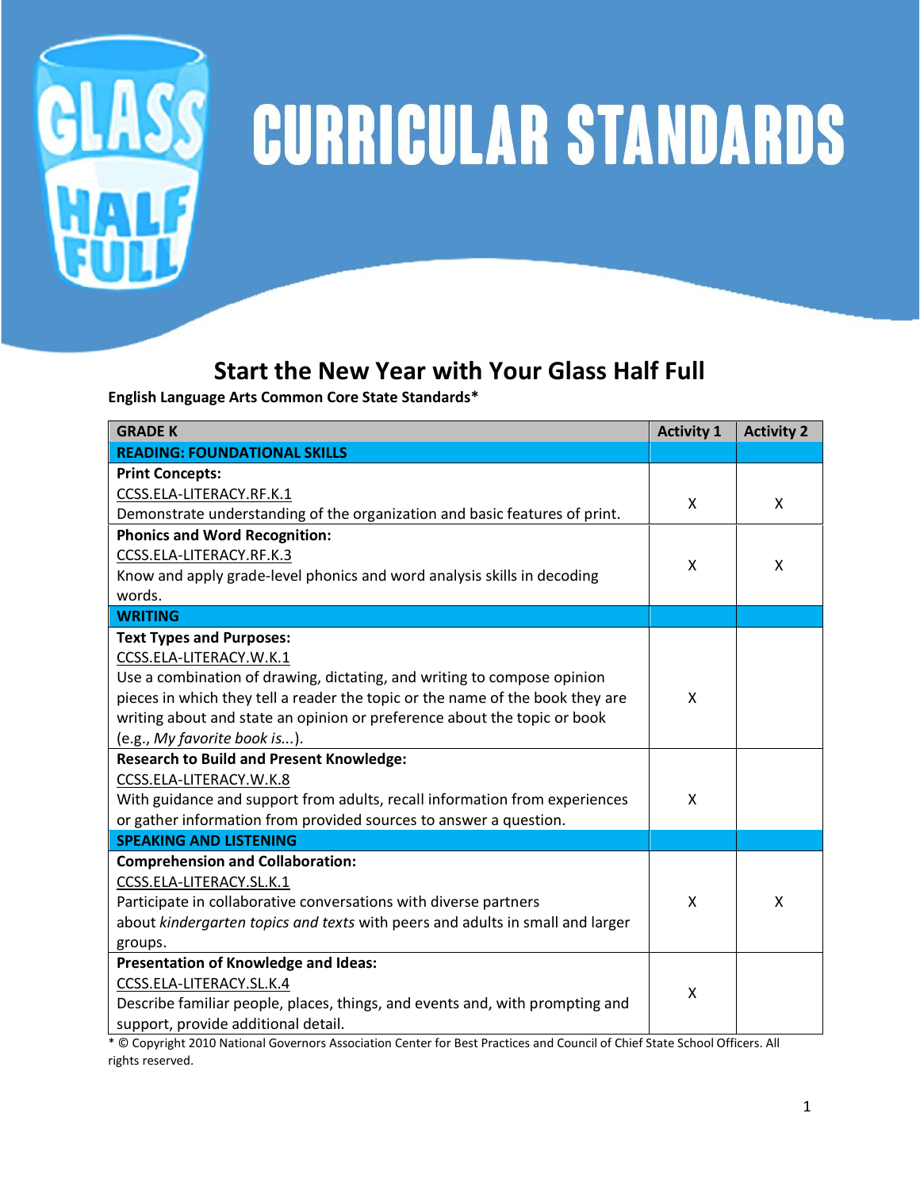# CURRICULAR STANDARDS

## Start the New Year with Your Glass Half Full

**English Language Arts Common Core State Standards***

| GRADE K | Activity 1 | Activity 2 |
|---|---|---|
| **READING: FOUNDATIONAL SKILLS** | | |
| **Print Concepts:**<br>CCSS.ELA-LITERACY.RF.K.1<br>Demonstrate understanding of the organization and basic features of print. | X | X |
| **Phonics and Word Recognition:**<br>CCSS.ELA-LITERACY.RF.K.3<br>Know and apply grade-level phonics and word analysis skills in decoding words. | X | X |
| **WRITING** | | |
| **Text Types and Purposes:**<br>CCSS.ELA-LITERACY.W.K.1<br>Use a combination of drawing, dictating, and writing to compose opinion pieces in which they tell a reader the topic or the name of the book they are writing about and state an opinion or preference about the topic or book (e.g., *My favorite book is...*). | X | |
| **Research to Build and Present Knowledge:**<br>CCSS.ELA-LITERACY.W.K.8<br>With guidance and support from adults, recall information from experiences or gather information from provided sources to answer a question. | X | |
| **SPEAKING AND LISTENING** | | |
| **Comprehension and Collaboration:**<br>CCSS.ELA-LITERACY.SL.K.1<br>Participate in collaborative conversations with diverse partners about *kindergarten topics and texts* with peers and adults in small and larger groups. | X | X |
| **Presentation of Knowledge and Ideas:**<br>CCSS.ELA-LITERACY.SL.K.4<br>Describe familiar people, places, things, and events and, with prompting and support, provide additional detail. | X | |

* © Copyright 2010 National Governors Association Center for Best Practices and Council of Chief State School Officers. All rights reserved.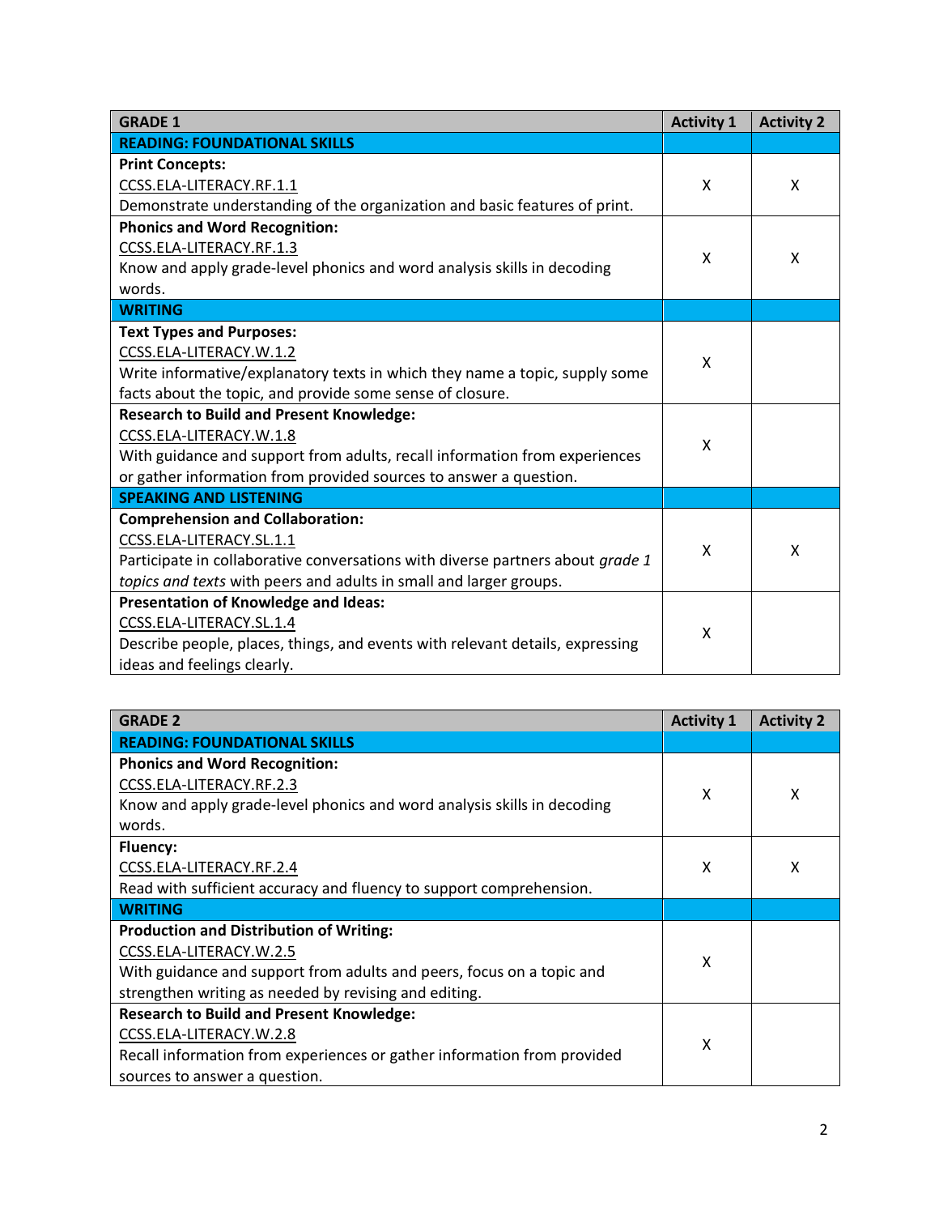| GRADE 1 | Activity 1 | Activity 2 |
|---|---|---|
| **READING: FOUNDATIONAL SKILLS** | | |
| **Print Concepts:**<br>CCSS.ELA-LITERACY.RF.1.1<br>Demonstrate understanding of the organization and basic features of print. | X | X |
| **Phonics and Word Recognition:**<br>CCSS.ELA-LITERACY.RF.1.3<br>Know and apply grade-level phonics and word analysis skills in decoding words. | X | X |
| **WRITING** | | |
| **Text Types and Purposes:**<br>CCSS.ELA-LITERACY.W.1.2<br>Write informative/explanatory texts in which they name a topic, supply some facts about the topic, and provide some sense of closure. | X | |
| **Research to Build and Present Knowledge:**<br>CCSS.ELA-LITERACY.W.1.8<br>With guidance and support from adults, recall information from experiences or gather information from provided sources to answer a question. | X | |
| **SPEAKING AND LISTENING** | | |
| **Comprehension and Collaboration:**<br>CCSS.ELA-LITERACY.SL.1.1<br>Participate in collaborative conversations with diverse partners about *grade 1 topics and texts* with peers and adults in small and larger groups. | X | X |
| **Presentation of Knowledge and Ideas:**<br>CCSS.ELA-LITERACY.SL.1.4<br>Describe people, places, things, and events with relevant details, expressing ideas and feelings clearly. | X | |

| GRADE 2 | Activity 1 | Activity 2 |
|---|---|---|
| **READING: FOUNDATIONAL SKILLS** | | |
| **Phonics and Word Recognition:**<br>CCSS.ELA-LITERACY.RF.2.3<br>Know and apply grade-level phonics and word analysis skills in decoding words. | X | X |
| **Fluency:**<br>CCSS.ELA-LITERACY.RF.2.4<br>Read with sufficient accuracy and fluency to support comprehension. | X | X |
| **WRITING** | | |
| **Production and Distribution of Writing:**<br>CCSS.ELA-LITERACY.W.2.5<br>With guidance and support from adults and peers, focus on a topic and strengthen writing as needed by revising and editing. | X | |
| **Research to Build and Present Knowledge:**<br>CCSS.ELA-LITERACY.W.2.8<br>Recall information from experiences or gather information from provided sources to answer a question. | X | |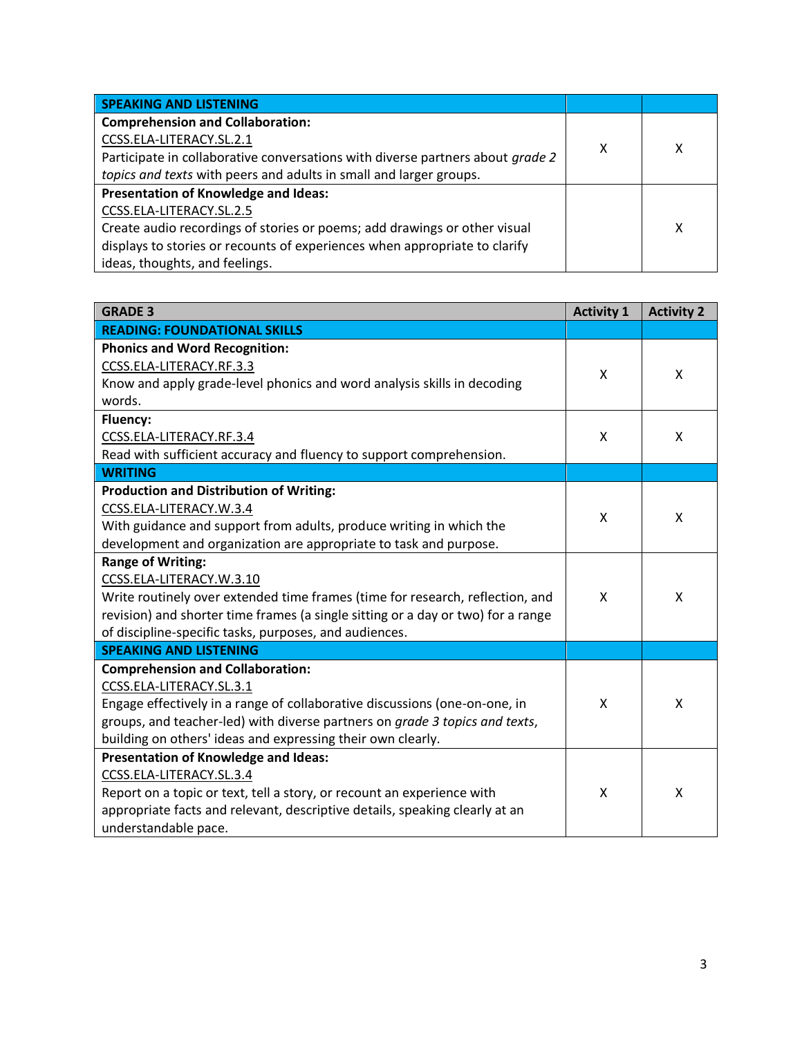| SPEAKING AND LISTENING | | |
|---|---|---|
| **Comprehension and Collaboration:**<br>CCSS.ELA-LITERACY.SL.2.1<br>Participate in collaborative conversations with diverse partners about *grade 2 topics and texts* with peers and adults in small and larger groups. | X | X |
| **Presentation of Knowledge and Ideas:**<br>CCSS.ELA-LITERACY.SL.2.5<br>Create audio recordings of stories or poems; add drawings or other visual displays to stories or recounts of experiences when appropriate to clarify ideas, thoughts, and feelings. | | X |

| GRADE 3 | Activity 1 | Activity 2 |
|---|---|---|
| **READING: FOUNDATIONAL SKILLS** | | |
| **Phonics and Word Recognition:**<br>CCSS.ELA-LITERACY.RF.3.3<br>Know and apply grade-level phonics and word analysis skills in decoding words. | X | X |
| **Fluency:**<br>CCSS.ELA-LITERACY.RF.3.4<br>Read with sufficient accuracy and fluency to support comprehension. | X | X |
| **WRITING** | | |
| **Production and Distribution of Writing:**<br>CCSS.ELA-LITERACY.W.3.4<br>With guidance and support from adults, produce writing in which the development and organization are appropriate to task and purpose. | X | X |
| **Range of Writing:**<br>CCSS.ELA-LITERACY.W.3.10<br>Write routinely over extended time frames (time for research, reflection, and revision) and shorter time frames (a single sitting or a day or two) for a range of discipline-specific tasks, purposes, and audiences. | X | X |
| **SPEAKING AND LISTENING** | | |
| **Comprehension and Collaboration:**<br>CCSS.ELA-LITERACY.SL.3.1<br>Engage effectively in a range of collaborative discussions (one-on-one, in groups, and teacher-led) with diverse partners on *grade 3 topics and texts*, building on others' ideas and expressing their own clearly. | X | X |
| **Presentation of Knowledge and Ideas:**<br>CCSS.ELA-LITERACY.SL.3.4<br>Report on a topic or text, tell a story, or recount an experience with appropriate facts and relevant, descriptive details, speaking clearly at an understandable pace. | X | X |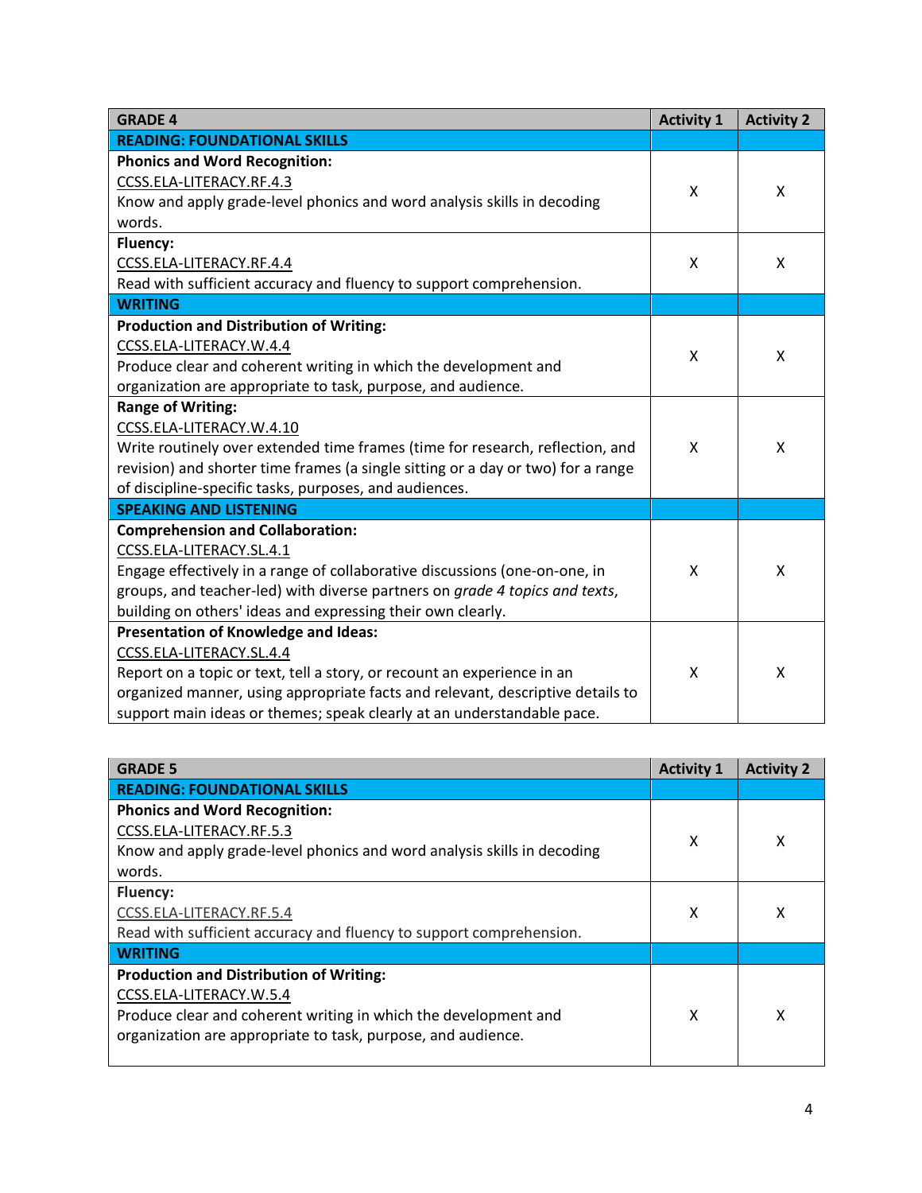| GRADE 4 | Activity 1 | Activity 2 |
|---|---|---|
| **READING: FOUNDATIONAL SKILLS** | | |
| **Phonics and Word Recognition:**<br>CCSS.ELA-LITERACY.RF.4.3<br>Know and apply grade-level phonics and word analysis skills in decoding words. | X | X |
| **Fluency:**<br>CCSS.ELA-LITERACY.RF.4.4<br>Read with sufficient accuracy and fluency to support comprehension. | X | X |
| **WRITING** | | |
| **Production and Distribution of Writing:**<br>CCSS.ELA-LITERACY.W.4.4<br>Produce clear and coherent writing in which the development and organization are appropriate to task, purpose, and audience. | X | X |
| **Range of Writing:**<br>CCSS.ELA-LITERACY.W.4.10<br>Write routinely over extended time frames (time for research, reflection, and revision) and shorter time frames (a single sitting or a day or two) for a range of discipline-specific tasks, purposes, and audiences. | X | X |
| **SPEAKING AND LISTENING** | | |
| **Comprehension and Collaboration:**<br>CCSS.ELA-LITERACY.SL.4.1<br>Engage effectively in a range of collaborative discussions (one-on-one, in groups, and teacher-led) with diverse partners on *grade 4 topics and texts*, building on others' ideas and expressing their own clearly. | X | X |
| **Presentation of Knowledge and Ideas:**<br>CCSS.ELA-LITERACY.SL.4.4<br>Report on a topic or text, tell a story, or recount an experience in an organized manner, using appropriate facts and relevant, descriptive details to support main ideas or themes; speak clearly at an understandable pace. | X | X |

| GRADE 5 | Activity 1 | Activity 2 |
|---|---|---|
| **READING: FOUNDATIONAL SKILLS** | | |
| **Phonics and Word Recognition:**<br>CCSS.ELA-LITERACY.RF.5.3<br>Know and apply grade-level phonics and word analysis skills in decoding words. | X | X |
| **Fluency:**<br>CCSS.ELA-LITERACY.RF.5.4<br>Read with sufficient accuracy and fluency to support comprehension. | X | X |
| **WRITING** | | |
| **Production and Distribution of Writing:**<br>CCSS.ELA-LITERACY.W.5.4<br>Produce clear and coherent writing in which the development and organization are appropriate to task, purpose, and audience. | X | X |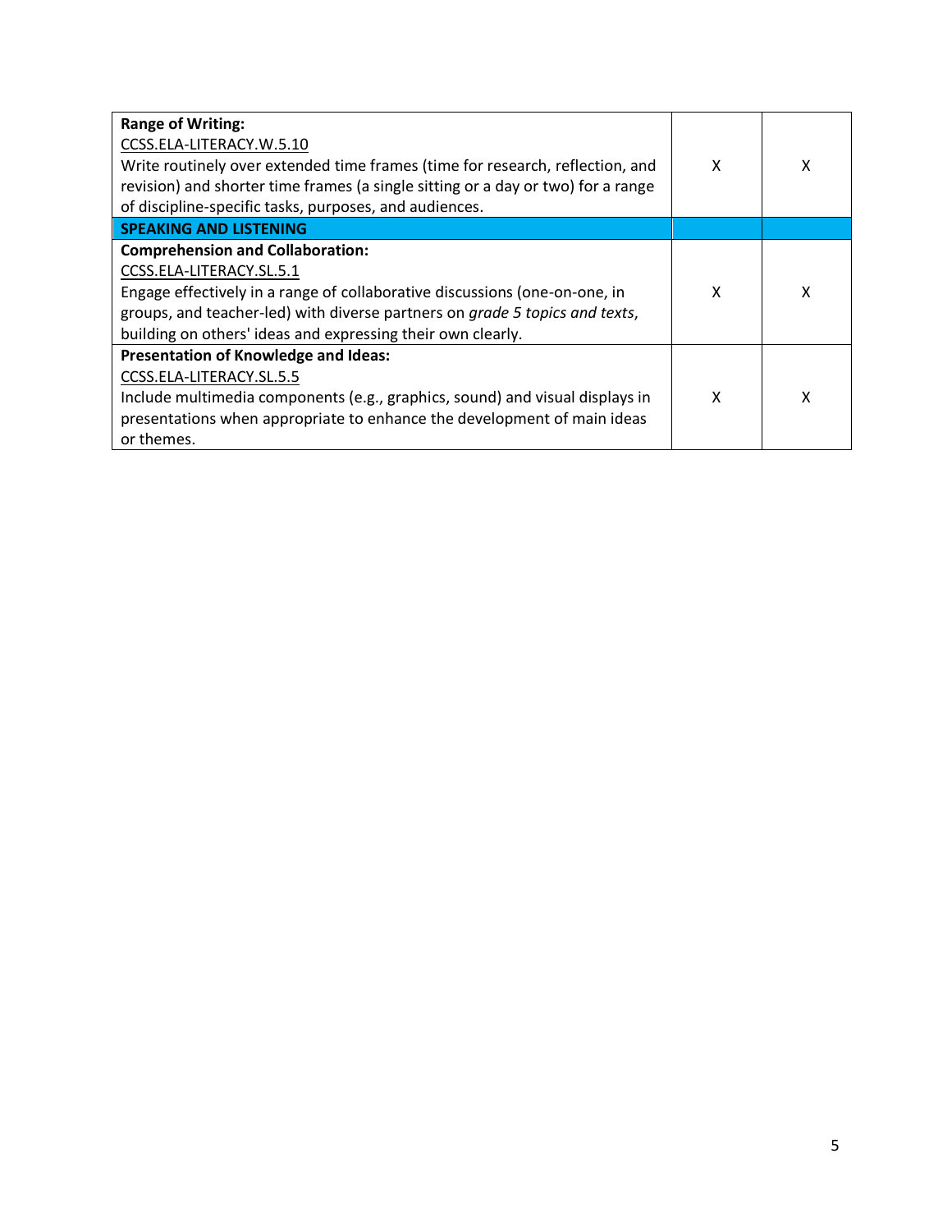| | | |
|---|---|---|
| **Range of Writing:**<br>CCSS.ELA-LITERACY.W.5.10<br>Write routinely over extended time frames (time for research, reflection, and revision) and shorter time frames (a single sitting or a day or two) for a range of discipline-specific tasks, purposes, and audiences. | X | X |
| **SPEAKING AND LISTENING** | | |
| **Comprehension and Collaboration:**<br>CCSS.ELA-LITERACY.SL.5.1<br>Engage effectively in a range of collaborative discussions (one-on-one, in groups, and teacher-led) with diverse partners on *grade 5 topics and texts*, building on others' ideas and expressing their own clearly. | X | X |
| **Presentation of Knowledge and Ideas:**<br>CCSS.ELA-LITERACY.SL.5.5<br>Include multimedia components (e.g., graphics, sound) and visual displays in presentations when appropriate to enhance the development of main ideas or themes. | X | X |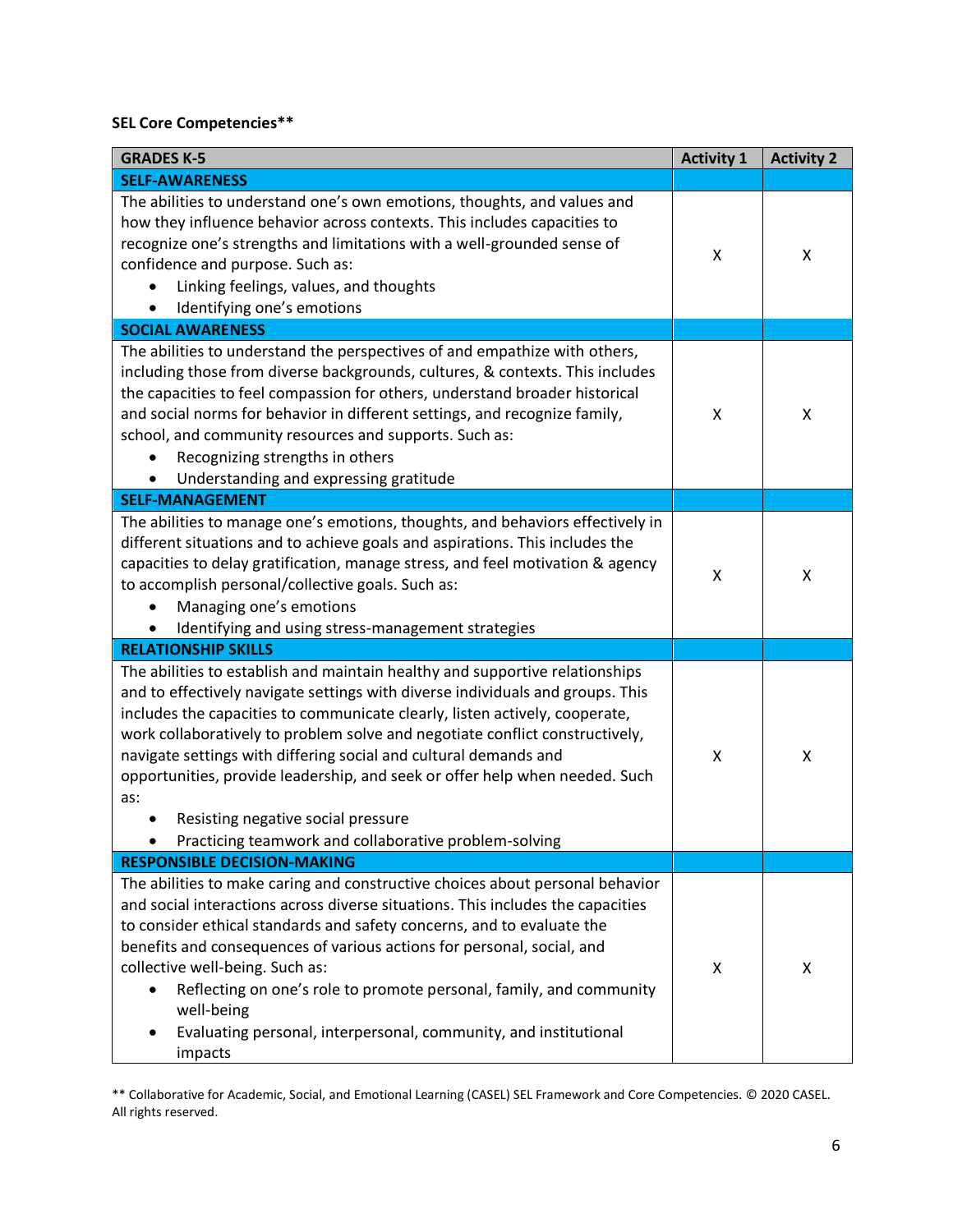**SEL Core Competencies****

| GRADES K-5 | Activity 1 | Activity 2 |
|---|---|---|
| **SELF-AWARENESS** | | |
| The abilities to understand one's own emotions, thoughts, and values and how they influence behavior across contexts. This includes capacities to recognize one's strengths and limitations with a well-grounded sense of confidence and purpose. Such as: <br>• Linking feelings, values, and thoughts <br>• Identifying one's emotions | X | X |
| **SOCIAL AWARENESS** | | |
| The abilities to understand the perspectives of and empathize with others, including those from diverse backgrounds, cultures, & contexts. This includes the capacities to feel compassion for others, understand broader historical and social norms for behavior in different settings, and recognize family, school, and community resources and supports. Such as: <br>• Recognizing strengths in others <br>• Understanding and expressing gratitude | X | X |
| **SELF-MANAGEMENT** | | |
| The abilities to manage one's emotions, thoughts, and behaviors effectively in different situations and to achieve goals and aspirations. This includes the capacities to delay gratification, manage stress, and feel motivation & agency to accomplish personal/collective goals. Such as: <br>• Managing one's emotions <br>• Identifying and using stress-management strategies | X | X |
| **RELATIONSHIP SKILLS** | | |
| The abilities to establish and maintain healthy and supportive relationships and to effectively navigate settings with diverse individuals and groups. This includes the capacities to communicate clearly, listen actively, cooperate, work collaboratively to problem solve and negotiate conflict constructively, navigate settings with differing social and cultural demands and opportunities, provide leadership, and seek or offer help when needed. Such as: <br>• Resisting negative social pressure <br>• Practicing teamwork and collaborative problem-solving | X | X |
| **RESPONSIBLE DECISION-MAKING** | | |
| The abilities to make caring and constructive choices about personal behavior and social interactions across diverse situations. This includes the capacities to consider ethical standards and safety concerns, and to evaluate the benefits and consequences of various actions for personal, social, and collective well-being. Such as: <br>• Reflecting on one's role to promote personal, family, and community well-being <br>• Evaluating personal, interpersonal, community, and institutional impacts | X | X |

** Collaborative for Academic, Social, and Emotional Learning (CASEL) SEL Framework and Core Competencies. © 2020 CASEL. All rights reserved.